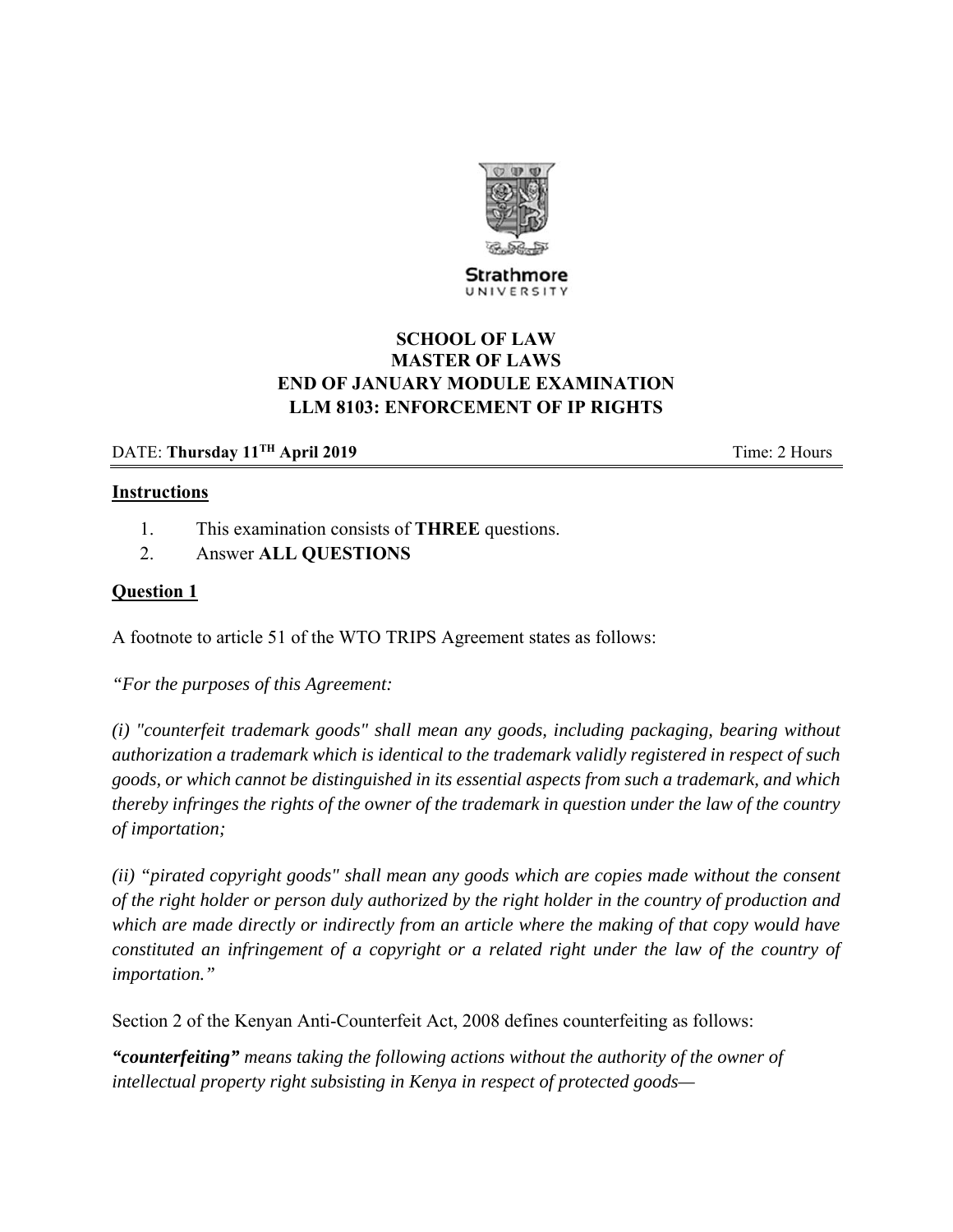Strathmore
UNIVERSITY

**SCHOOL OF LAW**
**MASTER OF LAWS**
**END OF JANUARY MODULE EXAMINATION**
**LLM 8103: ENFORCEMENT OF IP RIGHTS**

DATE: **Thursday 11TH April 2019** Time: 2 Hours

**Instructions**

1. This examination consists of **THREE** questions.
2. Answer **ALL QUESTIONS**

## Question 1

A footnote to article 51 of the WTO TRIPS Agreement states as follows:

*"For the purposes of this Agreement:*

*(i) "counterfeit trademark goods" shall mean any goods, including packaging, bearing without authorization a trademark which is identical to the trademark validly registered in respect of such goods, or which cannot be distinguished in its essential aspects from such a trademark, and which thereby infringes the rights of the owner of the trademark in question under the law of the country of importation;*

*(ii) "pirated copyright goods" shall mean any goods which are copies made without the consent of the right holder or person duly authorized by the right holder in the country of production and which are made directly or indirectly from an article where the making of that copy would have constituted an infringement of a copyright or a related right under the law of the country of importation."*

Section 2 of the Kenyan Anti-Counterfeit Act, 2008 defines counterfeiting as follows:

***"counterfeiting"*** *means taking the following actions without the authority of the owner of intellectual property right subsisting in Kenya in respect of protected goods—*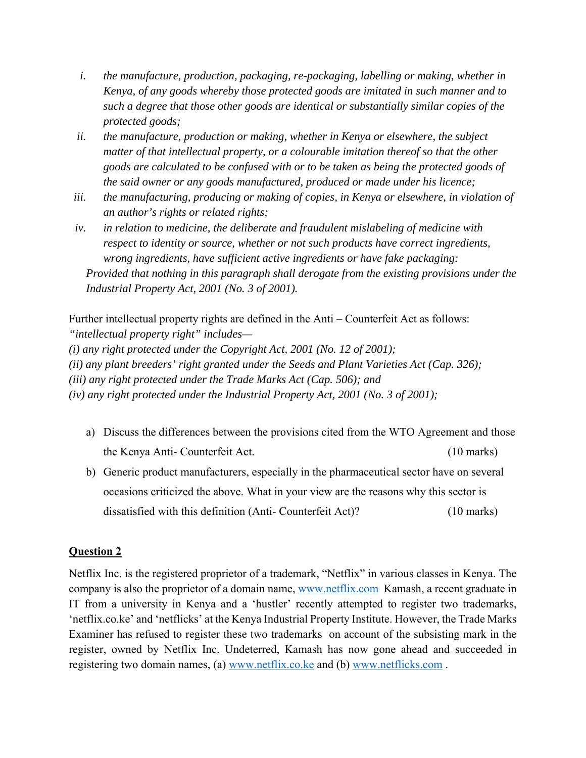i. *the manufacture, production, packaging, re-packaging, labelling or making, whether in Kenya, of any goods whereby those protected goods are imitated in such manner and to such a degree that those other goods are identical or substantially similar copies of the protected goods;*

ii. *the manufacture, production or making, whether in Kenya or elsewhere, the subject matter of that intellectual property, or a colourable imitation thereof so that the other goods are calculated to be confused with or to be taken as being the protected goods of the said owner or any goods manufactured, produced or made under his licence;*

iii. *the manufacturing, producing or making of copies, in Kenya or elsewhere, in violation of an author's rights or related rights;*

iv. *in relation to medicine, the deliberate and fraudulent mislabeling of medicine with respect to identity or source, whether or not such products have correct ingredients, wrong ingredients, have sufficient active ingredients or have fake packaging:*

*Provided that nothing in this paragraph shall derogate from the existing provisions under the Industrial Property Act, 2001 (No. 3 of 2001).*

Further intellectual property rights are defined in the Anti – Counterfeit Act as follows:
*"intellectual property right" includes—*
*(i) any right protected under the Copyright Act, 2001 (No. 12 of 2001);*
*(ii) any plant breeders' right granted under the Seeds and Plant Varieties Act (Cap. 326);*
*(iii) any right protected under the Trade Marks Act (Cap. 506); and*
*(iv) any right protected under the Industrial Property Act, 2001 (No. 3 of 2001);*

a) Discuss the differences between the provisions cited from the WTO Agreement and those the Kenya Anti- Counterfeit Act. (10 marks)

b) Generic product manufacturers, especially in the pharmaceutical sector have on several occasions criticized the above. What in your view are the reasons why this sector is dissatisfied with this definition (Anti- Counterfeit Act)? (10 marks)

**Question 2**

Netflix Inc. is the registered proprietor of a trademark, "Netflix" in various classes in Kenya. The company is also the proprietor of a domain name, www.netflix.com Kamash, a recent graduate in IT from a university in Kenya and a 'hustler' recently attempted to register two trademarks, 'netflix.co.ke' and 'netflicks' at the Kenya Industrial Property Institute. However, the Trade Marks Examiner has refused to register these two trademarks on account of the subsisting mark in the register, owned by Netflix Inc. Undeterred, Kamash has now gone ahead and succeeded in registering two domain names, (a) www.netflix.co.ke and (b) www.netflicks.com .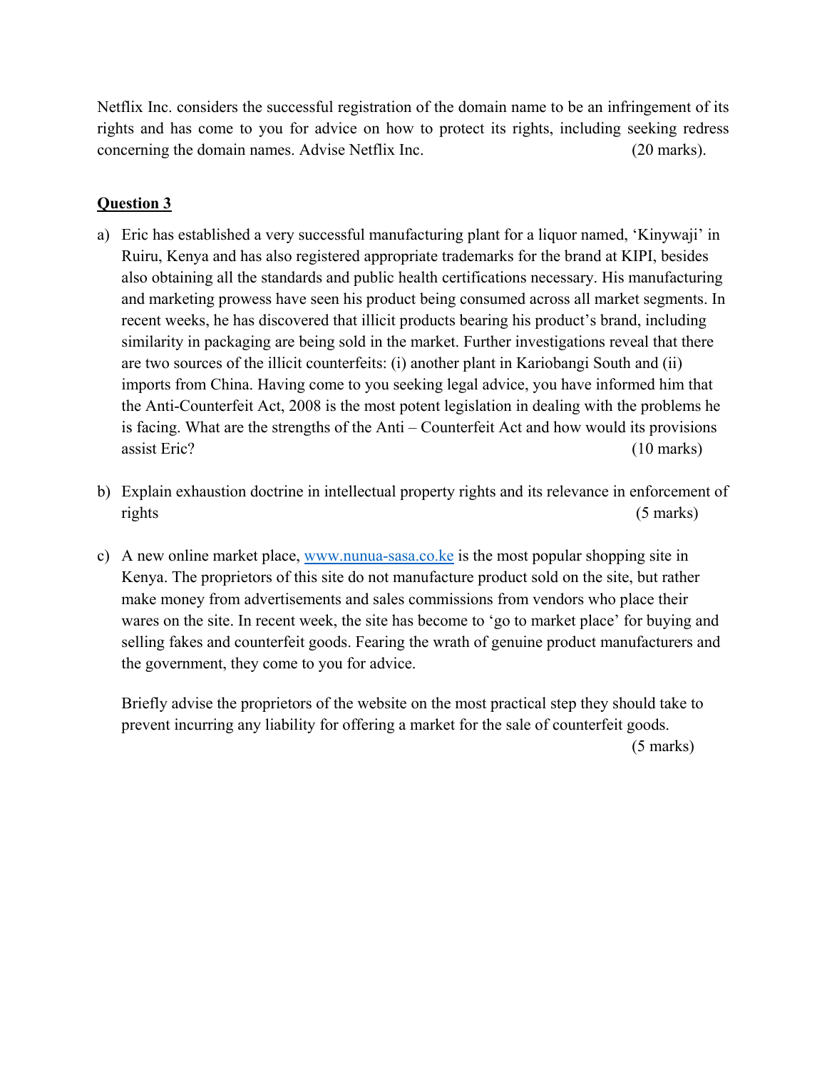Netflix Inc. considers the successful registration of the domain name to be an infringement of its rights and has come to you for advice on how to protect its rights, including seeking redress concerning the domain names. Advise Netflix Inc. (20 marks).

## Question 3

a) Eric has established a very successful manufacturing plant for a liquor named, 'Kinywaji' in Ruiru, Kenya and has also registered appropriate trademarks for the brand at KIPI, besides also obtaining all the standards and public health certifications necessary. His manufacturing and marketing prowess have seen his product being consumed across all market segments. In recent weeks, he has discovered that illicit products bearing his product's brand, including similarity in packaging are being sold in the market. Further investigations reveal that there are two sources of the illicit counterfeits: (i) another plant in Kariobangi South and (ii) imports from China. Having come to you seeking legal advice, you have informed him that the Anti-Counterfeit Act, 2008 is the most potent legislation in dealing with the problems he is facing. What are the strengths of the Anti – Counterfeit Act and how would its provisions assist Eric? (10 marks)

b) Explain exhaustion doctrine in intellectual property rights and its relevance in enforcement of rights (5 marks)

c) A new online market place, www.nunua-sasa.co.ke is the most popular shopping site in Kenya. The proprietors of this site do not manufacture product sold on the site, but rather make money from advertisements and sales commissions from vendors who place their wares on the site. In recent week, the site has become to 'go to market place' for buying and selling fakes and counterfeit goods. Fearing the wrath of genuine product manufacturers and the government, they come to you for advice.

   Briefly advise the proprietors of the website on the most practical step they should take to prevent incurring any liability for offering a market for the sale of counterfeit goods. (5 marks)